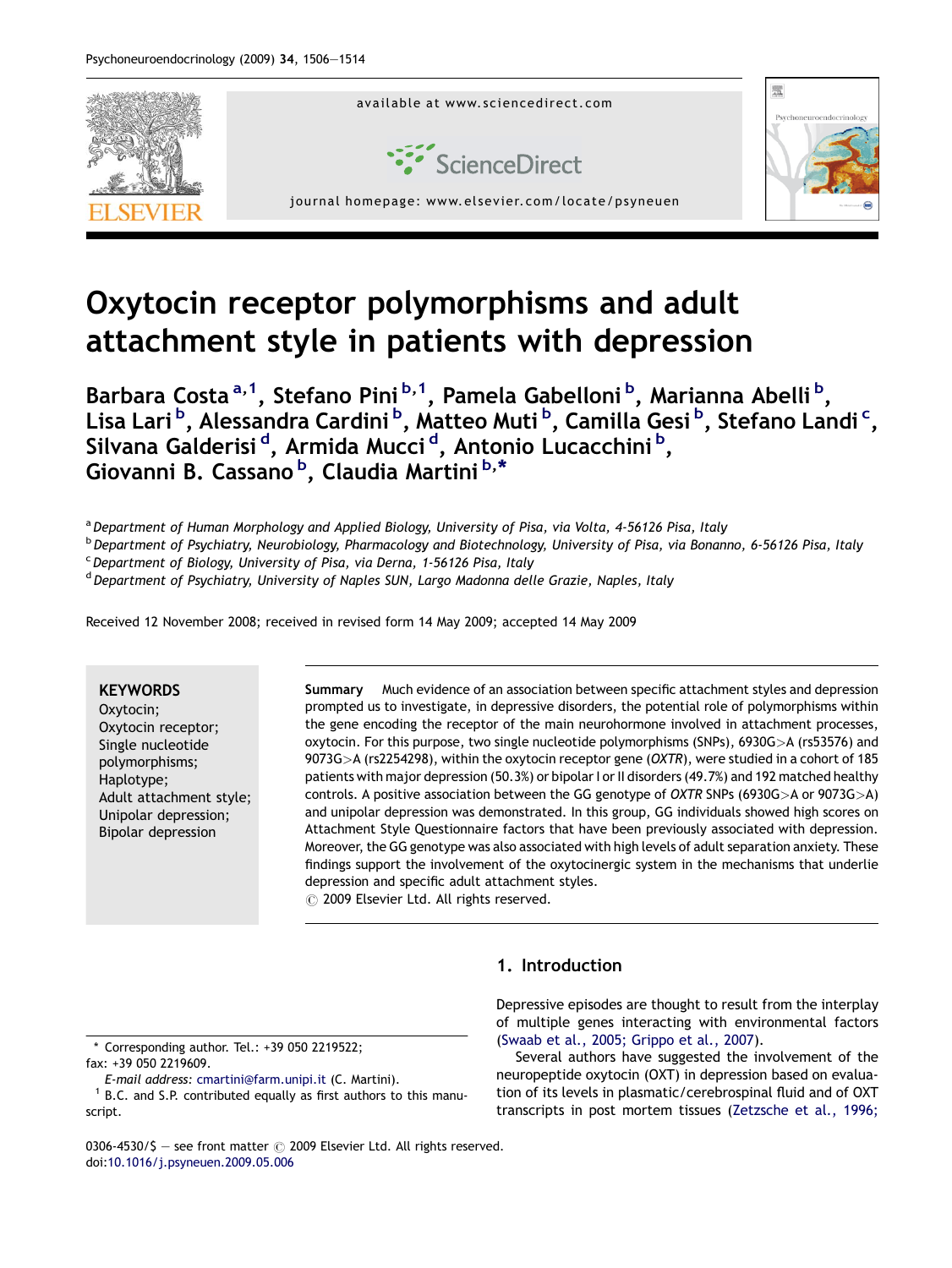# Oxytocin receptor polymorphisms and adult attachment style in patients with depression

Barbara Costa [a,1], Stefano Pini [b,1], Pamela Gabelloni [b], Marianna Abelli [b], Lisa Lari [b], Alessandra Cardini [b], Matteo Muti [b], Camilla Gesi [b], Stefano Landi [c], Silvana Galderisi [d], Armida Mucci [d], Antonio Lucacchini [b], Giovanni B. Cassano [b], Claudia Martini [b,*]

[a] Department of Human Morphology and Applied Biology, University of Pisa, via Volta, 4-56126 Pisa, Italy
[b] Department of Psychiatry, Neurobiology, Pharmacology and Biotechnology, University of Pisa, via Bonanno, 6-56126 Pisa, Italy
[c] Department of Biology, University of Pisa, via Derna, 1-56126 Pisa, Italy
[d] Department of Psychiatry, University of Naples SUN, Largo Madonna delle Grazie, Naples, Italy

Received 12 November 2008; received in revised form 14 May 2009; accepted 14 May 2009

**KEYWORDS**
Oxytocin;
Oxytocin receptor;
Single nucleotide polymorphisms;
Haplotype;
Adult attachment style;
Unipolar depression;
Bipolar depression

**Summary** Much evidence of an association between specific attachment styles and depression prompted us to investigate, in depressive disorders, the potential role of polymorphisms within the gene encoding the receptor of the main neurohormone involved in attachment processes, oxytocin. For this purpose, two single nucleotide polymorphisms (SNPs), 6930G>A (rs53576) and 9073G>A (rs2254298), within the oxytocin receptor gene (*OXTR*), were studied in a cohort of 185 patients with major depression (50.3%) or bipolar I or II disorders (49.7%) and 192 matched healthy controls. A positive association between the GG genotype of *OXTR* SNPs (6930G>A or 9073G>A) and unipolar depression was demonstrated. In this group, GG individuals showed high scores on Attachment Style Questionnaire factors that have been previously associated with depression. Moreover, the GG genotype was also associated with high levels of adult separation anxiety. These findings support the involvement of the oxytocinergic system in the mechanisms that underlie depression and specific adult attachment styles.
© 2009 Elsevier Ltd. All rights reserved.

## 1. Introduction

Depressive episodes are thought to result from the interplay of multiple genes interacting with environmental factors (Swaab et al., 2005; Grippo et al., 2007).

Several authors have suggested the involvement of the neuropeptide oxytocin (OXT) in depression based on evaluation of its levels in plasmatic/cerebrospinal fluid and of OXT transcripts in post mortem tissues (Zetzsche et al., 1996;

* Corresponding author. Tel.: +39 050 2219522; fax: +39 050 2219609.
*E-mail address:* cmartini@farm.unipi.it (C. Martini).
[1] B.C. and S.P. contributed equally as first authors to this manuscript.

0306-4530/$ — see front matter © 2009 Elsevier Ltd. All rights reserved.
doi:10.1016/j.psyneuen.2009.05.006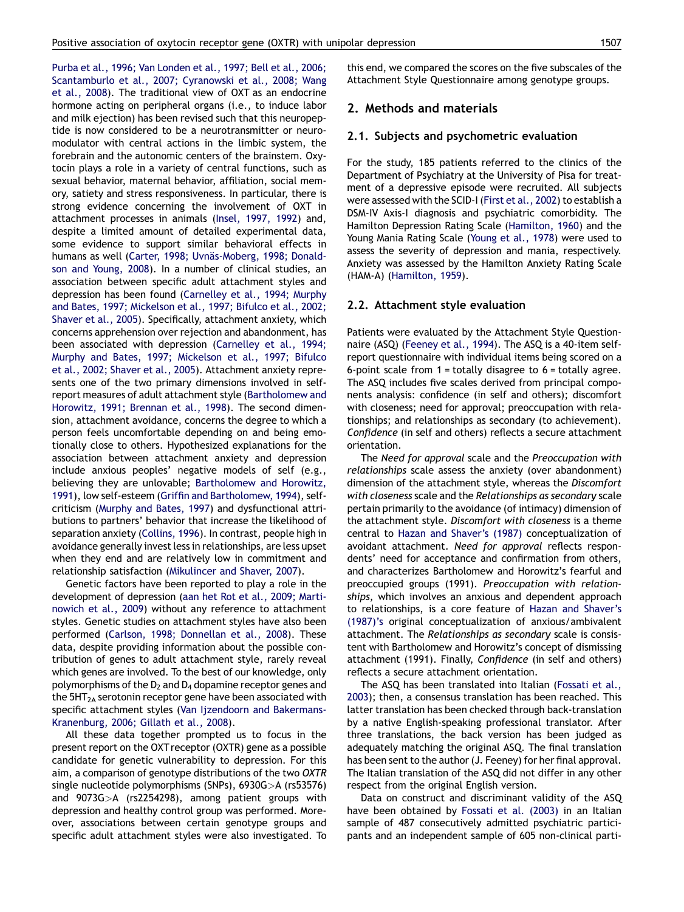Purba et al., 1996; Van Londen et al., 1997; Bell et al., 2006; Scantamburlo et al., 2007; Cyranowski et al., 2008; Wang et al., 2008). The traditional view of OXT as an endocrine hormone acting on peripheral organs (i.e., to induce labor and milk ejection) has been revised such that this neuropeptide is now considered to be a neurotransmitter or neuromodulator with central actions in the limbic system, the forebrain and the autonomic centers of the brainstem. Oxytocin plays a role in a variety of central functions, such as sexual behavior, maternal behavior, affiliation, social memory, satiety and stress responsiveness. In particular, there is strong evidence concerning the involvement of OXT in attachment processes in animals (Insel, 1997, 1992) and, despite a limited amount of detailed experimental data, some evidence to support similar behavioral effects in humans as well (Carter, 1998; Uvnäs-Moberg, 1998; Donaldson and Young, 2008). In a number of clinical studies, an association between specific adult attachment styles and depression has been found (Carnelley et al., 1994; Murphy and Bates, 1997; Mickelson et al., 1997; Bifulco et al., 2002; Shaver et al., 2005). Specifically, attachment anxiety, which concerns apprehension over rejection and abandonment, has been associated with depression (Carnelley et al., 1994; Murphy and Bates, 1997; Mickelson et al., 1997; Bifulco et al., 2002; Shaver et al., 2005). Attachment anxiety represents one of the two primary dimensions involved in self-report measures of adult attachment style (Bartholomew and Horowitz, 1991; Brennan et al., 1998). The second dimension, attachment avoidance, concerns the degree to which a person feels uncomfortable depending on and being emotionally close to others. Hypothesized explanations for the association between attachment anxiety and depression include anxious peoples' negative models of self (e.g., believing they are unlovable; Bartholomew and Horowitz, 1991), low self-esteem (Griffin and Bartholomew, 1994), self-criticism (Murphy and Bates, 1997) and dysfunctional attributions to partners' behavior that increase the likelihood of separation anxiety (Collins, 1996). In contrast, people high in avoidance generally invest less in relationships, are less upset when they end and are relatively low in commitment and relationship satisfaction (Mikulincer and Shaver, 2007).

Genetic factors have been reported to play a role in the development of depression (aan het Rot et al., 2009; Martinowich et al., 2009) without any reference to attachment styles. Genetic studies on attachment styles have also been performed (Carlson, 1998; Donnellan et al., 2008). These data, despite providing information about the possible contribution of genes to adult attachment style, rarely reveal which genes are involved. To the best of our knowledge, only polymorphisms of the $D_2$ and $D_4$ dopamine receptor genes and the $5HT_{2A}$ serotonin receptor gene have been associated with specific attachment styles (Van Ijzendoorn and Bakermans-Kranenburg, 2006; Gillath et al., 2008).

All these data together prompted us to focus in the present report on the OXT receptor (OXTR) gene as a possible candidate for genetic vulnerability to depression. For this aim, a comparison of genotype distributions of the two *OXTR* single nucleotide polymorphisms (SNPs), 6930G>A (rs53576) and 9073G>A (rs2254298), among patient groups with depression and healthy control group was performed. Moreover, associations between certain genotype groups and specific adult attachment styles were also investigated. To this end, we compared the scores on the five subscales of the Attachment Style Questionnaire among genotype groups.

## 2. Methods and materials

### 2.1. Subjects and psychometric evaluation

For the study, 185 patients referred to the clinics of the Department of Psychiatry at the University of Pisa for treatment of a depressive episode were recruited. All subjects were assessed with the SCID-I (First et al., 2002) to establish a DSM-IV Axis-I diagnosis and psychiatric comorbidity. The Hamilton Depression Rating Scale (Hamilton, 1960) and the Young Mania Rating Scale (Young et al., 1978) were used to assess the severity of depression and mania, respectively. Anxiety was assessed by the Hamilton Anxiety Rating Scale (HAM-A) (Hamilton, 1959).

### 2.2. Attachment style evaluation

Patients were evaluated by the Attachment Style Questionnaire (ASQ) (Feeney et al., 1994). The ASQ is a 40-item self-report questionnaire with individual items being scored on a 6-point scale from 1 = totally disagree to 6 = totally agree. The ASQ includes five scales derived from principal components analysis: confidence (in self and others); discomfort with closeness; need for approval; preoccupation with relationships; and relationships as secondary (to achievement). *Confidence* (in self and others) reflects a secure attachment orientation.

The *Need for approval* scale and the *Preoccupation with relationships* scale assess the anxiety (over abandonment) dimension of the attachment style, whereas the *Discomfort with closeness* scale and the *Relationships as secondary* scale pertain primarily to the avoidance (of intimacy) dimension of the attachment style. *Discomfort with closeness* is a theme central to Hazan and Shaver's (1987) conceptualization of avoidant attachment. *Need for approval* reflects respondents' need for acceptance and confirmation from others, and characterizes Bartholomew and Horowitz's fearful and preoccupied groups (1991). *Preoccupation with relationships*, which involves an anxious and dependent approach to relationships, is a core feature of Hazan and Shaver's (1987)'s original conceptualization of anxious/ambivalent attachment. The *Relationships as secondary* scale is consistent with Bartholomew and Horowitz's concept of dismissing attachment (1991). Finally, *Confidence* (in self and others) reflects a secure attachment orientation.

The ASQ has been translated into Italian (Fossati et al., 2003); then, a consensus translation has been reached. This latter translation has been checked through back-translation by a native English-speaking professional translator. After three translations, the back version has been judged as adequately matching the original ASQ. The final translation has been sent to the author (J. Feeney) for her final approval. The Italian translation of the ASQ did not differ in any other respect from the original English version.

Data on construct and discriminant validity of the ASQ have been obtained by Fossati et al. (2003) in an Italian sample of 487 consecutively admitted psychiatric participants and an independent sample of 605 non-clinical parti-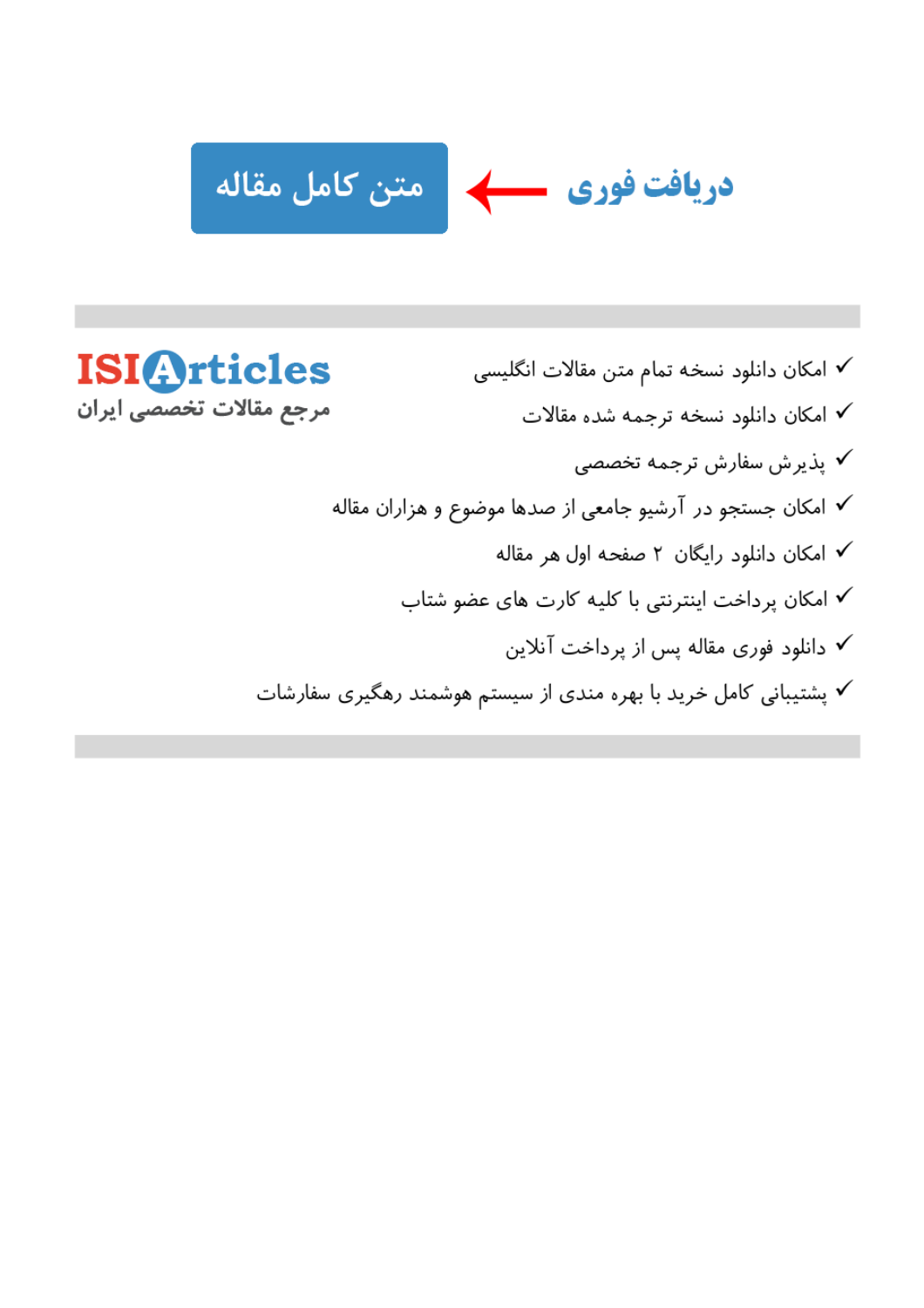دریافت فوری ← متن کامل مقاله

**ISIArticles**
مرجع مقالات تخصصی ایران

- ✓ امکان دانلود نسخه تمام متن مقالات انگلیسی
- ✓ امکان دانلود نسخه ترجمه شده مقالات
- ✓ پذیرش سفارش ترجمه تخصصی
- ✓ امکان جستجو در آرشیو جامعی از صدها موضوع و هزاران مقاله
- ✓ امکان دانلود رایگان ۲ صفحه اول هر مقاله
- ✓ امکان پرداخت اینترنتی با کلیه کارت های عضو شتاب
- ✓ دانلود فوری مقاله پس از پرداخت آنلاین
- ✓ پشتیبانی کامل خرید با بهره مندی از سیستم هوشمند رهگیری سفارشات